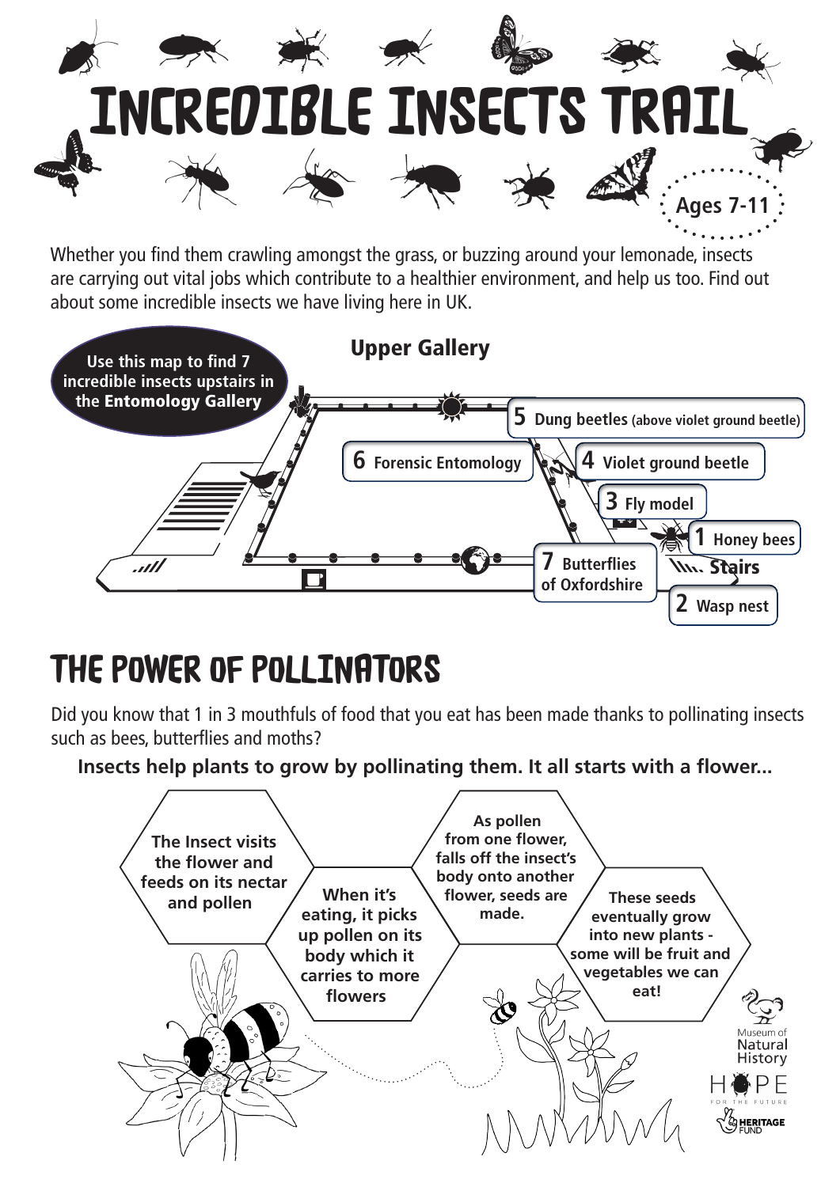# INCREDIBLE INSECTS TRAIL

Ages 7-11

Whether you find them crawling amongst the grass, or buzzing around your lemonade, insects are carrying out vital jobs which contribute to a healthier environment, and help us too. Find out about some incredible insects we have living here in UK.

**Use this map to find 7 incredible insects upstairs in the Entomology Gallery**

**Upper Gallery**

- **1** Honey bees
- **2** Wasp nest
- **3** Fly model
- **4** Violet ground beetle
- **5** Dung beetles (above violet ground beetle)
- **6** Forensic Entomology
- **7** Butterflies of Oxfordshire

Stairs

## THE POWER OF POLLINATORS

Did you know that 1 in 3 mouthfuls of food that you eat has been made thanks to pollinating insects such as bees, butterflies and moths?

**Insects help plants to grow by pollinating them. It all starts with a flower...**

1. The Insect visits the flower and feeds on its nectar and pollen
2. When it's eating, it picks up pollen on its body which it carries to more flowers
3. As pollen from one flower, falls off the insect's body onto another flower, seeds are made.
4. These seeds eventually grow into new plants - some will be fruit and vegetables we can eat!

Museum of Natural History

HOPE FOR THE FUTURE

HERITAGE FUND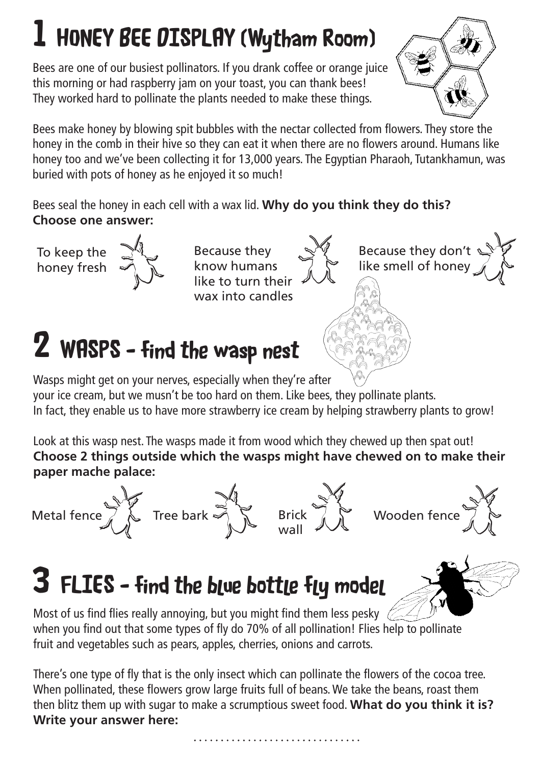# 1 HONEY BEE DISPLAY (Wytham Room)

Bees are one of our busiest pollinators. If you drank coffee or orange juice this morning or had raspberry jam on your toast, you can thank bees! They worked hard to pollinate the plants needed to make these things.

Bees make honey by blowing spit bubbles with the nectar collected from flowers. They store the honey in the comb in their hive so they can eat it when there are no flowers around. Humans like honey too and we've been collecting it for 13,000 years. The Egyptian Pharaoh, Tutankhamun, was buried with pots of honey as he enjoyed it so much!

Bees seal the honey in each cell with a wax lid. **Why do you think they do this? Choose one answer:**

- To keep the honey fresh
- Because they know humans like to turn their wax into candles
- Because they don't like smell of honey

# 2 WASPS - find the wasp nest

Wasps might get on your nerves, especially when they're after your ice cream, but we musn't be too hard on them. Like bees, they pollinate plants. In fact, they enable us to have more strawberry ice cream by helping strawberry plants to grow!

Look at this wasp nest. The wasps made it from wood which they chewed up then spat out! **Choose 2 things outside which the wasps might have chewed on to make their paper mache palace:**

- Metal fence
- Tree bark
- Brick wall
- Wooden fence

# 3 FLIES - find the blue bottle fly model

Most of us find flies really annoying, but you might find them less pesky when you find out that some types of fly do 70% of all pollination! Flies help to pollinate fruit and vegetables such as pears, apples, cherries, onions and carrots.

There's one type of fly that is the only insect which can pollinate the flowers of the cocoa tree. When pollinated, these flowers grow large fruits full of beans. We take the beans, roast them then blitz them up with sugar to make a scrumptious sweet food. **What do you think it is? Write your answer here:**

................................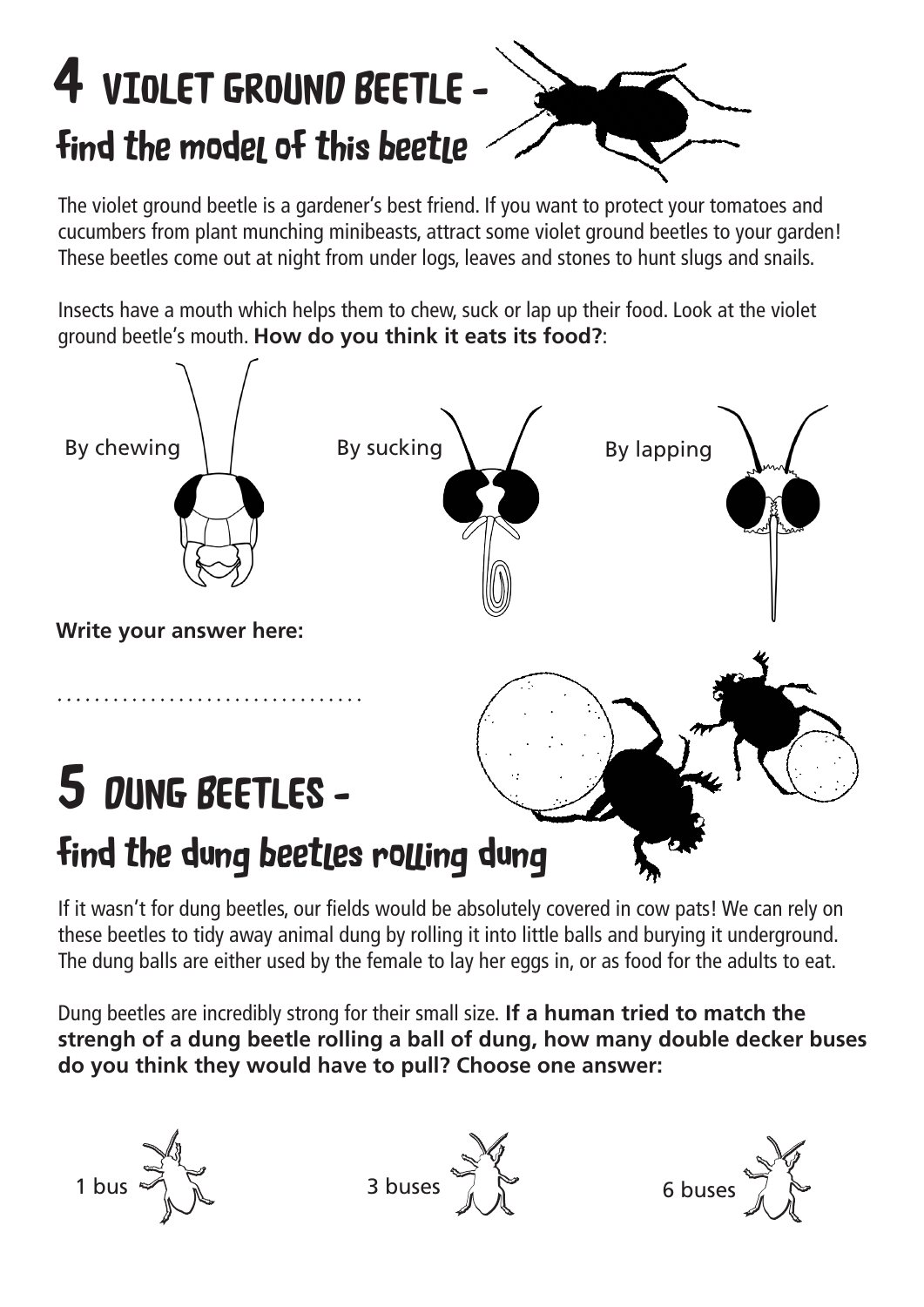# 4 VIOLET GROUND BEETLE -

## find the model of this beetle

The violet ground beetle is a gardener's best friend. If you want to protect your tomatoes and cucumbers from plant munching minibeasts, attract some violet ground beetles to your garden! These beetles come out at night from under logs, leaves and stones to hunt slugs and snails.

Insects have a mouth which helps them to chew, suck or lap up their food. Look at the violet ground beetle's mouth. **How do you think it eats its food?**:

By chewing

By sucking

By lapping

**Write your answer here:**

.................................

# 5 DUNG BEETLES -

## find the dung beetles rolling dung

If it wasn't for dung beetles, our fields would be absolutely covered in cow pats! We can rely on these beetles to tidy away animal dung by rolling it into little balls and burying it underground. The dung balls are either used by the female to lay her eggs in, or as food for the adults to eat.

Dung beetles are incredibly strong for their small size. **If a human tried to match the strengh of a dung beetle rolling a ball of dung, how many double decker buses do you think they would have to pull? Choose one answer:**

1 bus

3 buses

6 buses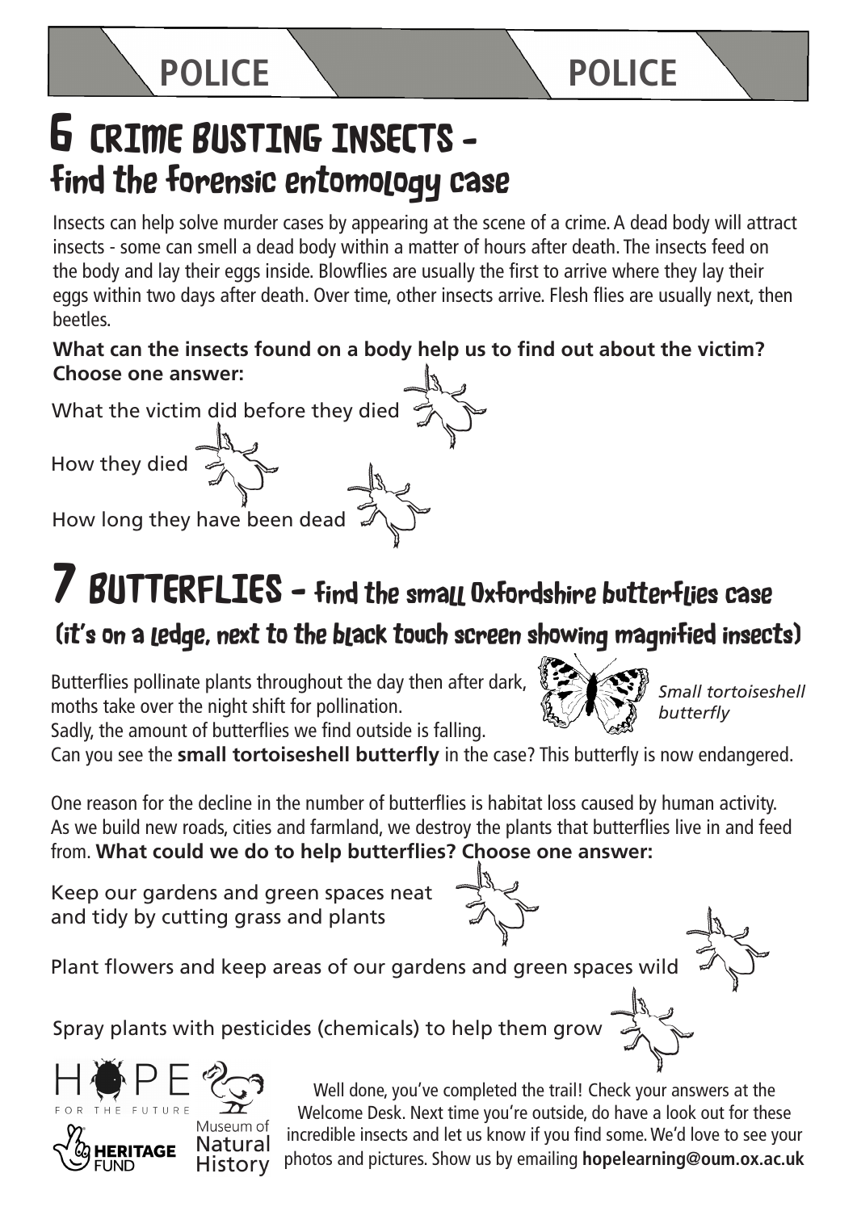POLICE POLICE

# 6 CRIME BUSTING INSECTS - find the forensic entomology case

Insects can help solve murder cases by appearing at the scene of a crime. A dead body will attract insects - some can smell a dead body within a matter of hours after death. The insects feed on the body and lay their eggs inside. Blowflies are usually the first to arrive where they lay their eggs within two days after death. Over time, other insects arrive. Flesh flies are usually next, then beetles.

**What can the insects found on a body help us to find out about the victim? Choose one answer:**

What the victim did before they died

How they died

How long they have been dead

# 7 BUTTERFLIES - find the small Oxfordshire butterflies case

## (it's on a ledge, next to the black touch screen showing magnified insects)

Butterflies pollinate plants throughout the day then after dark, moths take over the night shift for pollination.
Sadly, the amount of butterflies we find outside is falling.
Can you see the **small tortoiseshell butterfly** in the case? This butterfly is now endangered.

*Small tortoiseshell butterfly*

One reason for the decline in the number of butterflies is habitat loss caused by human activity. As we build new roads, cities and farmland, we destroy the plants that butterflies live in and feed from. **What could we do to help butterflies? Choose one answer:**

Keep our gardens and green spaces neat and tidy by cutting grass and plants

Plant flowers and keep areas of our gardens and green spaces wild

Spray plants with pesticides (chemicals) to help them grow

HOPE FOR THE FUTURE

HERITAGE FUND

Museum of Natural History

Well done, you've completed the trail! Check your answers at the Welcome Desk. Next time you're outside, do have a look out for these incredible insects and let us know if you find some. We'd love to see your photos and pictures. Show us by emailing **hopelearning@oum.ox.ac.uk**